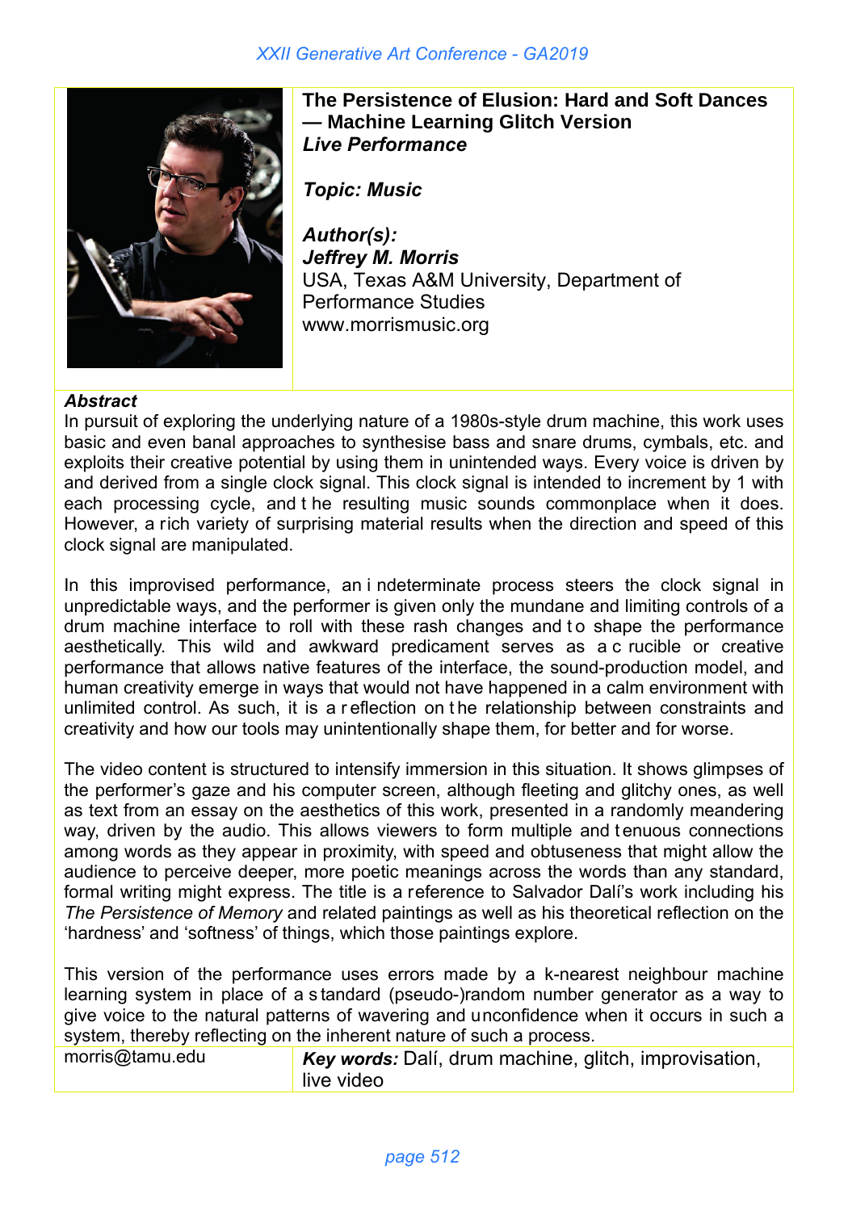# The Persistence of Elusion: Hard and Soft Dances — Machine Learning Glitch Version

***Live Performance***

***Topic: Music***

***Author(s):***
***Jeffrey M. Morris***
USA, Texas A&M University, Department of Performance Studies
www.morrismusic.org

***Abstract***

In pursuit of exploring the underlying nature of a 1980s-style drum machine, this work uses basic and even banal approaches to synthesise bass and snare drums, cymbals, etc. and exploits their creative potential by using them in unintended ways. Every voice is driven by and derived from a single clock signal. This clock signal is intended to increment by 1 with each processing cycle, and the resulting music sounds commonplace when it does. However, a rich variety of surprising material results when the direction and speed of this clock signal are manipulated.

In this improvised performance, an indeterminate process steers the clock signal in unpredictable ways, and the performer is given only the mundane and limiting controls of a drum machine interface to roll with these rash changes and to shape the performance aesthetically. This wild and awkward predicament serves as a crucible or creative performance that allows native features of the interface, the sound-production model, and human creativity emerge in ways that would not have happened in a calm environment with unlimited control. As such, it is a reflection on the relationship between constraints and creativity and how our tools may unintentionally shape them, for better and for worse.

The video content is structured to intensify immersion in this situation. It shows glimpses of the performer's gaze and his computer screen, although fleeting and glitchy ones, as well as text from an essay on the aesthetics of this work, presented in a randomly meandering way, driven by the audio. This allows viewers to form multiple and tenuous connections among words as they appear in proximity, with speed and obtuseness that might allow the audience to perceive deeper, more poetic meanings across the words than any standard, formal writing might express. The title is a reference to Salvador Dalí's work including his *The Persistence of Memory* and related paintings as well as his theoretical reflection on the 'hardness' and 'softness' of things, which those paintings explore.

This version of the performance uses errors made by a k-nearest neighbour machine learning system in place of a standard (pseudo-)random number generator as a way to give voice to the natural patterns of wavering and unconfidence when it occurs in such a system, thereby reflecting on the inherent nature of such a process.

morris@tamu.edu

***Key words:*** Dalí, drum machine, glitch, improvisation, live video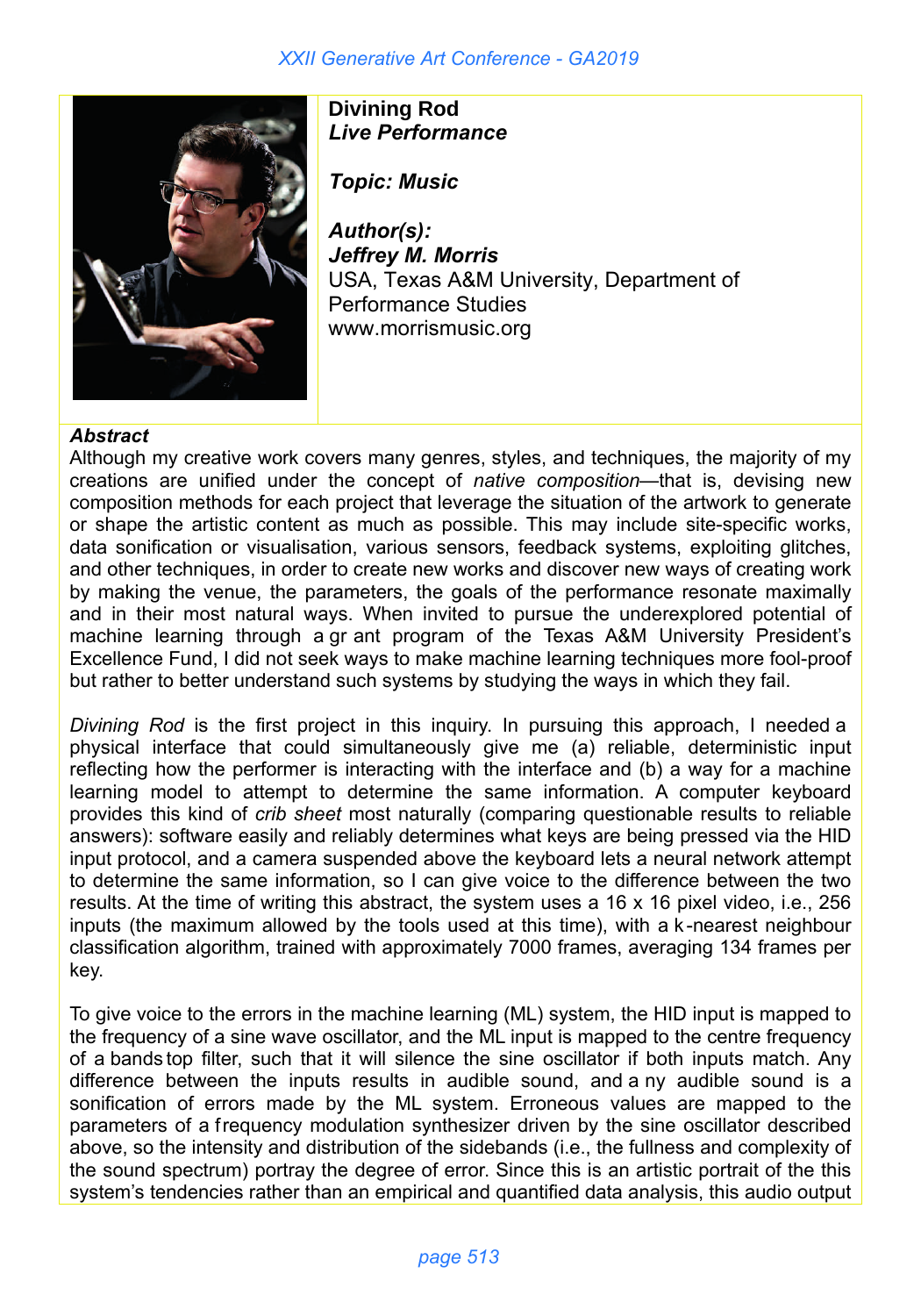**Divining Rod**
***Live Performance***

***Topic: Music***

***Author(s):***
***Jeffrey M. Morris***
USA, Texas A&M University, Department of Performance Studies
www.morrismusic.org

***Abstract***

Although my creative work covers many genres, styles, and techniques, the majority of my creations are unified under the concept of *native composition*—that is, devising new composition methods for each project that leverage the situation of the artwork to generate or shape the artistic content as much as possible. This may include site-specific works, data sonification or visualisation, various sensors, feedback systems, exploiting glitches, and other techniques, in order to create new works and discover new ways of creating work by making the venue, the parameters, the goals of the performance resonate maximally and in their most natural ways. When invited to pursue the underexplored potential of machine learning through a grant program of the Texas A&M University President's Excellence Fund, I did not seek ways to make machine learning techniques more fool-proof but rather to better understand such systems by studying the ways in which they fail.

*Divining Rod* is the first project in this inquiry. In pursuing this approach, I needed a physical interface that could simultaneously give me (a) reliable, deterministic input reflecting how the performer is interacting with the interface and (b) a way for a machine learning model to attempt to determine the same information. A computer keyboard provides this kind of *crib sheet* most naturally (comparing questionable results to reliable answers): software easily and reliably determines what keys are being pressed via the HID input protocol, and a camera suspended above the keyboard lets a neural network attempt to determine the same information, so I can give voice to the difference between the two results. At the time of writing this abstract, the system uses a 16 x 16 pixel video, i.e., 256 inputs (the maximum allowed by the tools used at this time), with a k-nearest neighbour classification algorithm, trained with approximately 7000 frames, averaging 134 frames per key.

To give voice to the errors in the machine learning (ML) system, the HID input is mapped to the frequency of a sine wave oscillator, and the ML input is mapped to the centre frequency of a bandstop filter, such that it will silence the sine oscillator if both inputs match. Any difference between the inputs results in audible sound, and any audible sound is a sonification of errors made by the ML system. Erroneous values are mapped to the parameters of a frequency modulation synthesizer driven by the sine oscillator described above, so the intensity and distribution of the sidebands (i.e., the fullness and complexity of the sound spectrum) portray the degree of error. Since this is an artistic portrait of the this system's tendencies rather than an empirical and quantified data analysis, this audio output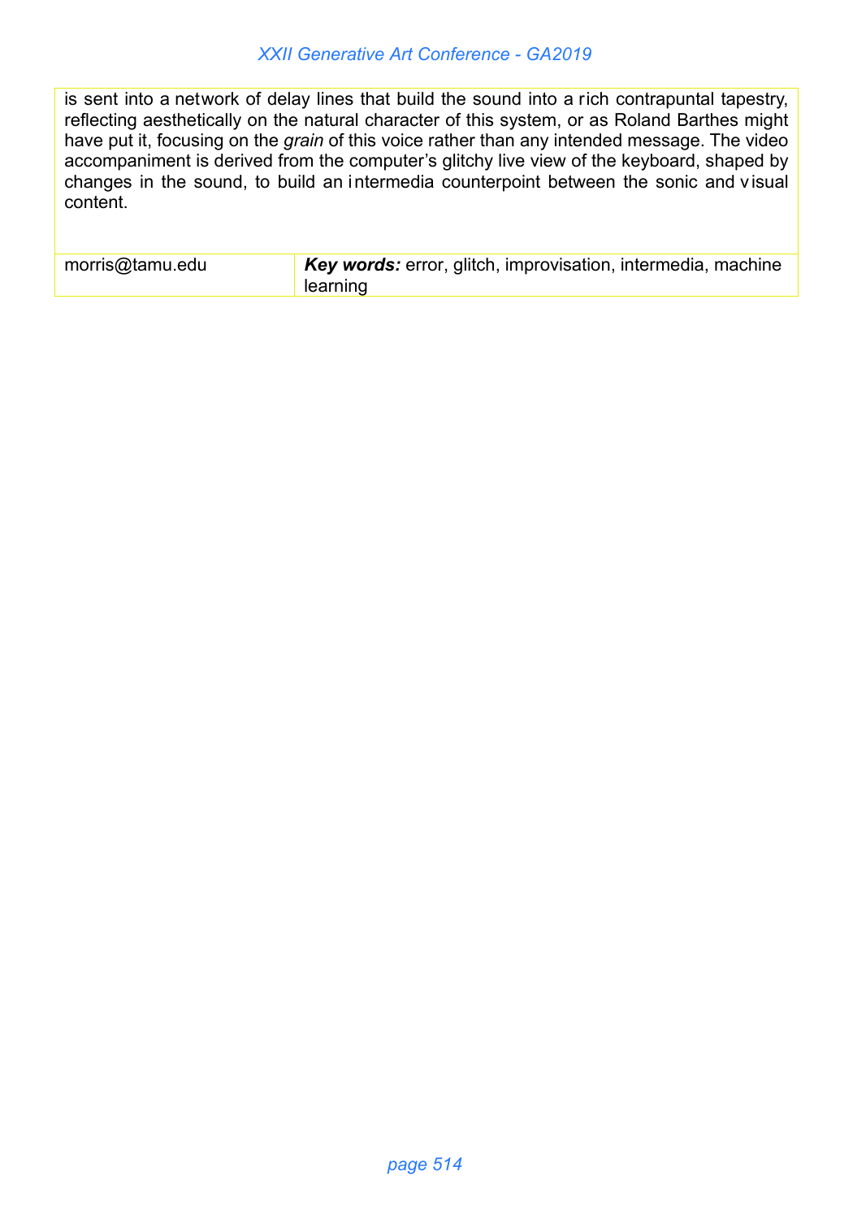is sent into a network of delay lines that build the sound into a rich contrapuntal tapestry, reflecting aesthetically on the natural character of this system, or as Roland Barthes might have put it, focusing on the *grain* of this voice rather than any intended message. The video accompaniment is derived from the computer's glitchy live view of the keyboard, shaped by changes in the sound, to build an intermedia counterpoint between the sonic and visual content.

| | |
|---|---|
| morris@tamu.edu | ***Key words:*** error, glitch, improvisation, intermedia, machine learning |